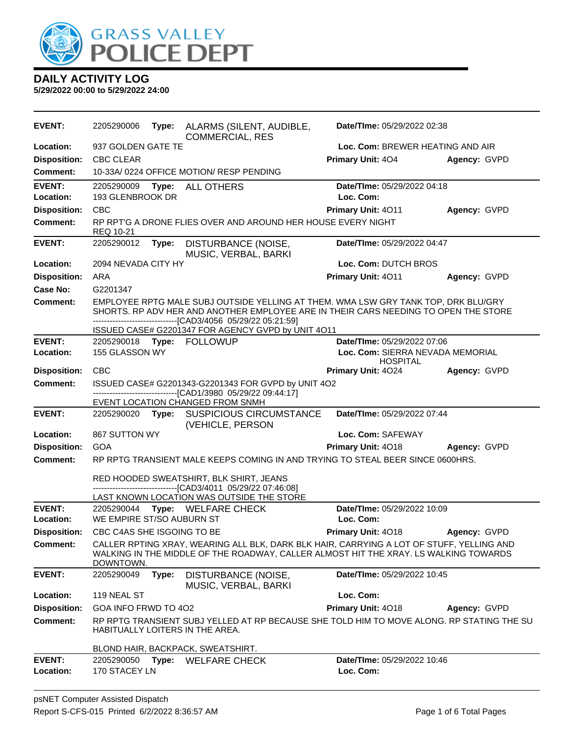# GRASS VALLEY POLICE DEPT

## DAILY ACTIVITY LOG

**5/29/2022 00:00 to 5/29/2022 24:00**

---

**EVENT:** 2205290006 **Type:** ALARMS (SILENT, AUDIBLE, COMMERCIAL, RES **Date/TIme:** 05/29/2022 02:38
**Location:** 937 GOLDEN GATE TE **Loc. Com:** BREWER HEATING AND AIR
**Disposition:** CBC CLEAR **Primary Unit:** 4O4 **Agency:** GVPD
**Comment:** 10-33A/ 0224 OFFICE MOTION/ RESP PENDING

---

**EVENT:** 2205290009 **Type:** ALL OTHERS **Date/TIme:** 05/29/2022 04:18
**Location:** 193 GLENBROOK DR **Loc. Com:**
**Disposition:** CBC **Primary Unit:** 4O11 **Agency:** GVPD
**Comment:** RP RPT'G A DRONE FLIES OVER AND AROUND HER HOUSE EVERY NIGHT
REQ 10-21

---

**EVENT:** 2205290012 **Type:** DISTURBANCE (NOISE, MUSIC, VERBAL, BARKI **Date/TIme:** 05/29/2022 04:47
**Location:** 2094 NEVADA CITY HY **Loc. Com:** DUTCH BROS
**Disposition:** ARA **Primary Unit:** 4O11 **Agency:** GVPD
**Case No:** G2201347
**Comment:** EMPLOYEE RPTG MALE SUBJ OUTSIDE YELLING AT THEM. WMA LSW GRY TANK TOP, DRK BLU/GRY SHORTS. RP ADV HER AND ANOTHER EMPLOYEE ARE IN THEIR CARS NEEDING TO OPEN THE STORE
-------------------------------[CAD3/4056 05/29/22 05:21:59]
ISSUED CASE# G2201347 FOR AGENCY GVPD by UNIT 4O11

---

**EVENT:** 2205290018 **Type:** FOLLOWUP **Date/TIme:** 05/29/2022 07:06
**Location:** 155 GLASSON WY **Loc. Com:** SIERRA NEVADA MEMORIAL HOSPITAL
**Disposition:** CBC **Primary Unit:** 4O24 **Agency:** GVPD
**Comment:** ISSUED CASE# G2201343-G2201343 FOR GVPD by UNIT 4O2
-------------------------------[CAD1/3980 05/29/22 09:44:17]
EVENT LOCATION CHANGED FROM SNMH

---

**EVENT:** 2205290020 **Type:** SUSPICIOUS CIRCUMSTANCE (VEHICLE, PERSON **Date/TIme:** 05/29/2022 07:44
**Location:** 867 SUTTON WY **Loc. Com:** SAFEWAY
**Disposition:** GOA **Primary Unit:** 4O18 **Agency:** GVPD
**Comment:** RP RPTG TRANSIENT MALE KEEPS COMING IN AND TRYING TO STEAL BEER SINCE 0600HRS.

RED HOODED SWEATSHIRT, BLK SHIRT, JEANS
-------------------------------[CAD3/4011 05/29/22 07:46:08]
LAST KNOWN LOCATION WAS OUTSIDE THE STORE

---

**EVENT:** 2205290044 **Type:** WELFARE CHECK **Date/TIme:** 05/29/2022 10:09
**Location:** WE EMPIRE ST/SO AUBURN ST **Loc. Com:**
**Disposition:** CBC C4AS SHE ISGOING TO BE **Primary Unit:** 4O18 **Agency:** GVPD
**Comment:** CALLER RPTING XRAY, WEARING ALL BLK, DARK BLK HAIR, CARRYING A LOT OF STUFF, YELLING AND WALKING IN THE MIDDLE OF THE ROADWAY, CALLER ALMOST HIT THE XRAY. LS WALKING TOWARDS DOWNTOWN.

---

**EVENT:** 2205290049 **Type:** DISTURBANCE (NOISE, MUSIC, VERBAL, BARKI **Date/TIme:** 05/29/2022 10:45
**Location:** 119 NEAL ST **Loc. Com:**
**Disposition:** GOA INFO FRWD TO 4O2 **Primary Unit:** 4O18 **Agency:** GVPD
**Comment:** RP RPTG TRANSIENT SUBJ YELLED AT RP BECAUSE SHE TOLD HIM TO MOVE ALONG. RP STATING THE SU HABITUALLY LOITERS IN THE AREA.

BLOND HAIR, BACKPACK, SWEATSHIRT.

---

**EVENT:** 2205290050 **Type:** WELFARE CHECK **Date/TIme:** 05/29/2022 10:46
**Location:** 170 STACEY LN **Loc. Com:**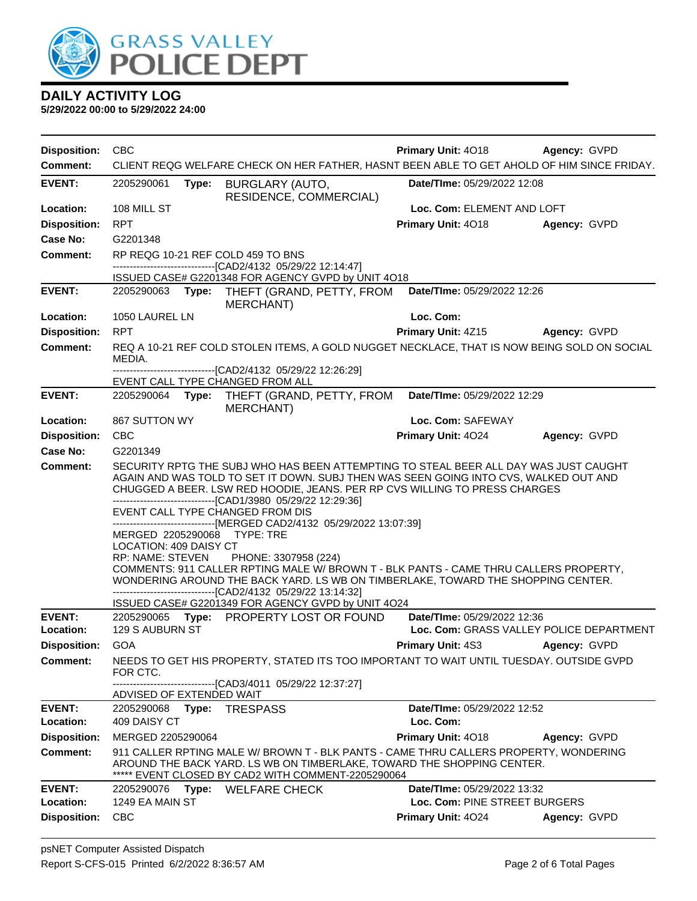# DAILY ACTIVITY LOG

**5/29/2022 00:00 to 5/29/2022 24:00**

**Disposition:** CBC **Primary Unit:** 4O18 **Agency:** GVPD
**Comment:** CLIENT REQG WELFARE CHECK ON HER FATHER, HASNT BEEN ABLE TO GET AHOLD OF HIM SINCE FRIDAY.

---

**EVENT:** 2205290061 **Type:** BURGLARY (AUTO, RESIDENCE, COMMERCIAL) **Date/TIme:** 05/29/2022 12:08
**Location:** 108 MILL ST **Loc. Com:** ELEMENT AND LOFT
**Disposition:** RPT **Primary Unit:** 4O18 **Agency:** GVPD
**Case No:** G2201348
**Comment:** RP REQG 10-21 REF COLD 459 TO BNS
------------------------------[CAD2/4132 05/29/22 12:14:47]
ISSUED CASE# G2201348 FOR AGENCY GVPD by UNIT 4O18

---

**EVENT:** 2205290063 **Type:** THEFT (GRAND, PETTY, FROM MERCHANT) **Date/TIme:** 05/29/2022 12:26
**Location:** 1050 LAUREL LN **Loc. Com:**
**Disposition:** RPT **Primary Unit:** 4Z15 **Agency:** GVPD
**Comment:** REQ A 10-21 REF COLD STOLEN ITEMS, A GOLD NUGGET NECKLACE, THAT IS NOW BEING SOLD ON SOCIAL MEDIA.
------------------------------[CAD2/4132 05/29/22 12:26:29]
EVENT CALL TYPE CHANGED FROM ALL

---

**EVENT:** 2205290064 **Type:** THEFT (GRAND, PETTY, FROM MERCHANT) **Date/TIme:** 05/29/2022 12:29
**Location:** 867 SUTTON WY **Loc. Com:** SAFEWAY
**Disposition:** CBC **Primary Unit:** 4O24 **Agency:** GVPD
**Case No:** G2201349
**Comment:** SECURITY RPTG THE SUBJ WHO HAS BEEN ATTEMPTING TO STEAL BEER ALL DAY WAS JUST CAUGHT AGAIN AND WAS TOLD TO SET IT DOWN. SUBJ THEN WAS SEEN GOING INTO CVS, WALKED OUT AND CHUGGED A BEER. LSW RED HOODIE, JEANS. PER RP CVS WILLING TO PRESS CHARGES
------------------------------[CAD1/3980 05/29/22 12:29:36]
EVENT CALL TYPE CHANGED FROM DIS
------------------------------[MERGED CAD2/4132 05/29/2022 13:07:39]
MERGED 2205290068 TYPE: TRE
LOCATION: 409 DAISY CT
RP: NAME: STEVEN PHONE: 3307958 (224)
COMMENTS: 911 CALLER RPTING MALE W/ BROWN T - BLK PANTS - CAME THRU CALLERS PROPERTY, WONDERING AROUND THE BACK YARD. LS WB ON TIMBERLAKE, TOWARD THE SHOPPING CENTER.
------------------------------[CAD2/4132 05/29/22 13:14:32]
ISSUED CASE# G2201349 FOR AGENCY GVPD by UNIT 4O24

---

**EVENT:** 2205290065 **Type:** PROPERTY LOST OR FOUND **Date/TIme:** 05/29/2022 12:36
**Location:** 129 S AUBURN ST **Loc. Com:** GRASS VALLEY POLICE DEPARTMENT
**Disposition:** GOA **Primary Unit:** 4S3 **Agency:** GVPD
**Comment:** NEEDS TO GET HIS PROPERTY, STATED ITS TOO IMPORTANT TO WAIT UNTIL TUESDAY. OUTSIDE GVPD FOR CTC.
------------------------------[CAD3/4011 05/29/22 12:37:27]
ADVISED OF EXTENDED WAIT

---

**EVENT:** 2205290068 **Type:** TRESPASS **Date/TIme:** 05/29/2022 12:52
**Location:** 409 DAISY CT **Loc. Com:**
**Disposition:** MERGED 2205290064 **Primary Unit:** 4O18 **Agency:** GVPD
**Comment:** 911 CALLER RPTING MALE W/ BROWN T - BLK PANTS - CAME THRU CALLERS PROPERTY, WONDERING AROUND THE BACK YARD. LS WB ON TIMBERLAKE, TOWARD THE SHOPPING CENTER.
***** EVENT CLOSED BY CAD2 WITH COMMENT-2205290064

---

**EVENT:** 2205290076 **Type:** WELFARE CHECK **Date/TIme:** 05/29/2022 13:32
**Location:** 1249 EA MAIN ST **Loc. Com:** PINE STREET BURGERS
**Disposition:** CBC **Primary Unit:** 4O24 **Agency:** GVPD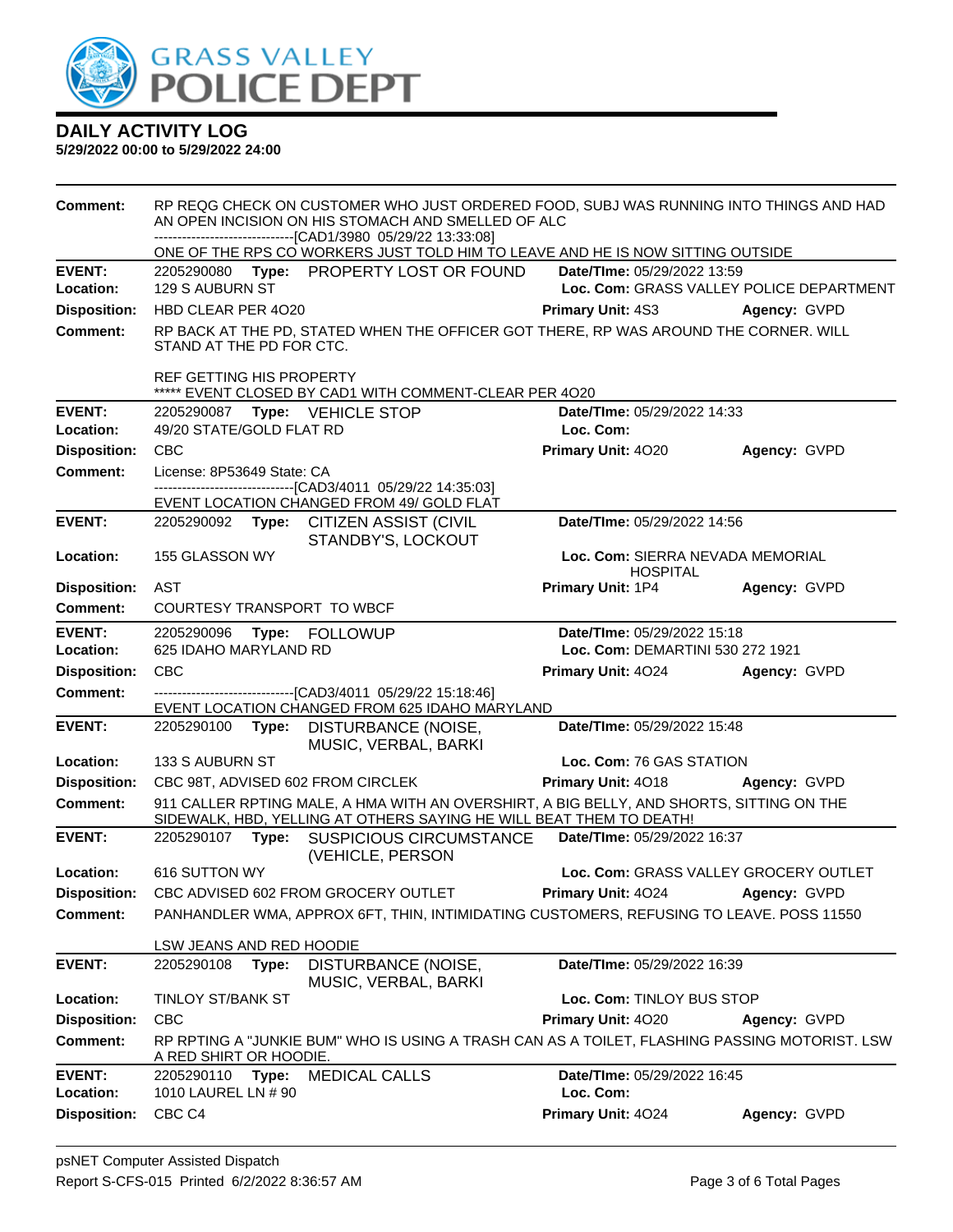# DAILY ACTIVITY LOG

**5/29/2022 00:00 to 5/29/2022 24:00**

**Comment:** RP REQG CHECK ON CUSTOMER WHO JUST ORDERED FOOD, SUBJ WAS RUNNING INTO THINGS AND HAD AN OPEN INCISION ON HIS STOMACH AND SMELLED OF ALC
------------------------------[CAD1/3980 05/29/22 13:33:08]
ONE OF THE RPS CO WORKERS JUST TOLD HIM TO LEAVE AND HE IS NOW SITTING OUTSIDE

---

**EVENT:** 2205290080 **Type:** PROPERTY LOST OR FOUND **Date/TIme:** 05/29/2022 13:59
**Location:** 129 S AUBURN ST **Loc. Com:** GRASS VALLEY POLICE DEPARTMENT
**Disposition:** HBD CLEAR PER 4O20 **Primary Unit:** 4S3 **Agency:** GVPD
**Comment:** RP BACK AT THE PD, STATED WHEN THE OFFICER GOT THERE, RP WAS AROUND THE CORNER. WILL STAND AT THE PD FOR CTC.

REF GETTING HIS PROPERTY
***** EVENT CLOSED BY CAD1 WITH COMMENT-CLEAR PER 4O20

---

**EVENT:** 2205290087 **Type:** VEHICLE STOP **Date/TIme:** 05/29/2022 14:33
**Location:** 49/20 STATE/GOLD FLAT RD **Loc. Com:**
**Disposition:** CBC **Primary Unit:** 4O20 **Agency:** GVPD
**Comment:** License: 8P53649 State: CA
------------------------------[CAD3/4011 05/29/22 14:35:03]
EVENT LOCATION CHANGED FROM 49/ GOLD FLAT

---

**EVENT:** 2205290092 **Type:** CITIZEN ASSIST (CIVIL STANDBY'S, LOCKOUT **Date/TIme:** 05/29/2022 14:56
**Location:** 155 GLASSON WY **Loc. Com:** SIERRA NEVADA MEMORIAL HOSPITAL
**Disposition:** AST **Primary Unit:** 1P4 **Agency:** GVPD
**Comment:** COURTESY TRANSPORT TO WBCF

---

**EVENT:** 2205290096 **Type:** FOLLOWUP **Date/TIme:** 05/29/2022 15:18
**Location:** 625 IDAHO MARYLAND RD **Loc. Com:** DEMARTINI 530 272 1921
**Disposition:** CBC **Primary Unit:** 4O24 **Agency:** GVPD
**Comment:** ------------------------------[CAD3/4011 05/29/22 15:18:46]
EVENT LOCATION CHANGED FROM 625 IDAHO MARYLAND

---

**EVENT:** 2205290100 **Type:** DISTURBANCE (NOISE, MUSIC, VERBAL, BARKI **Date/TIme:** 05/29/2022 15:48
**Location:** 133 S AUBURN ST **Loc. Com:** 76 GAS STATION
**Disposition:** CBC 98T, ADVISED 602 FROM CIRCLEK **Primary Unit:** 4O18 **Agency:** GVPD
**Comment:** 911 CALLER RPTING MALE, A HMA WITH AN OVERSHIRT, A BIG BELLY, AND SHORTS, SITTING ON THE SIDEWALK, HBD, YELLING AT OTHERS SAYING HE WILL BEAT THEM TO DEATH!

---

**EVENT:** 2205290107 **Type:** SUSPICIOUS CIRCUMSTANCE (VEHICLE, PERSON **Date/TIme:** 05/29/2022 16:37
**Location:** 616 SUTTON WY **Loc. Com:** GRASS VALLEY GROCERY OUTLET
**Disposition:** CBC ADVISED 602 FROM GROCERY OUTLET **Primary Unit:** 4O24 **Agency:** GVPD
**Comment:** PANHANDLER WMA, APPROX 6FT, THIN, INTIMIDATING CUSTOMERS, REFUSING TO LEAVE. POSS 11550

LSW JEANS AND RED HOODIE

---

**EVENT:** 2205290108 **Type:** DISTURBANCE (NOISE, MUSIC, VERBAL, BARKI **Date/TIme:** 05/29/2022 16:39
**Location:** TINLOY ST/BANK ST **Loc. Com:** TINLOY BUS STOP
**Disposition:** CBC **Primary Unit:** 4O20 **Agency:** GVPD
**Comment:** RP RPTING A "JUNKIE BUM" WHO IS USING A TRASH CAN AS A TOILET, FLASHING PASSING MOTORIST. LSW A RED SHIRT OR HOODIE.

---

**EVENT:** 2205290110 **Type:** MEDICAL CALLS **Date/TIme:** 05/29/2022 16:45
**Location:** 1010 LAUREL LN # 90 **Loc. Com:**
**Disposition:** CBC C4 **Primary Unit:** 4O24 **Agency:** GVPD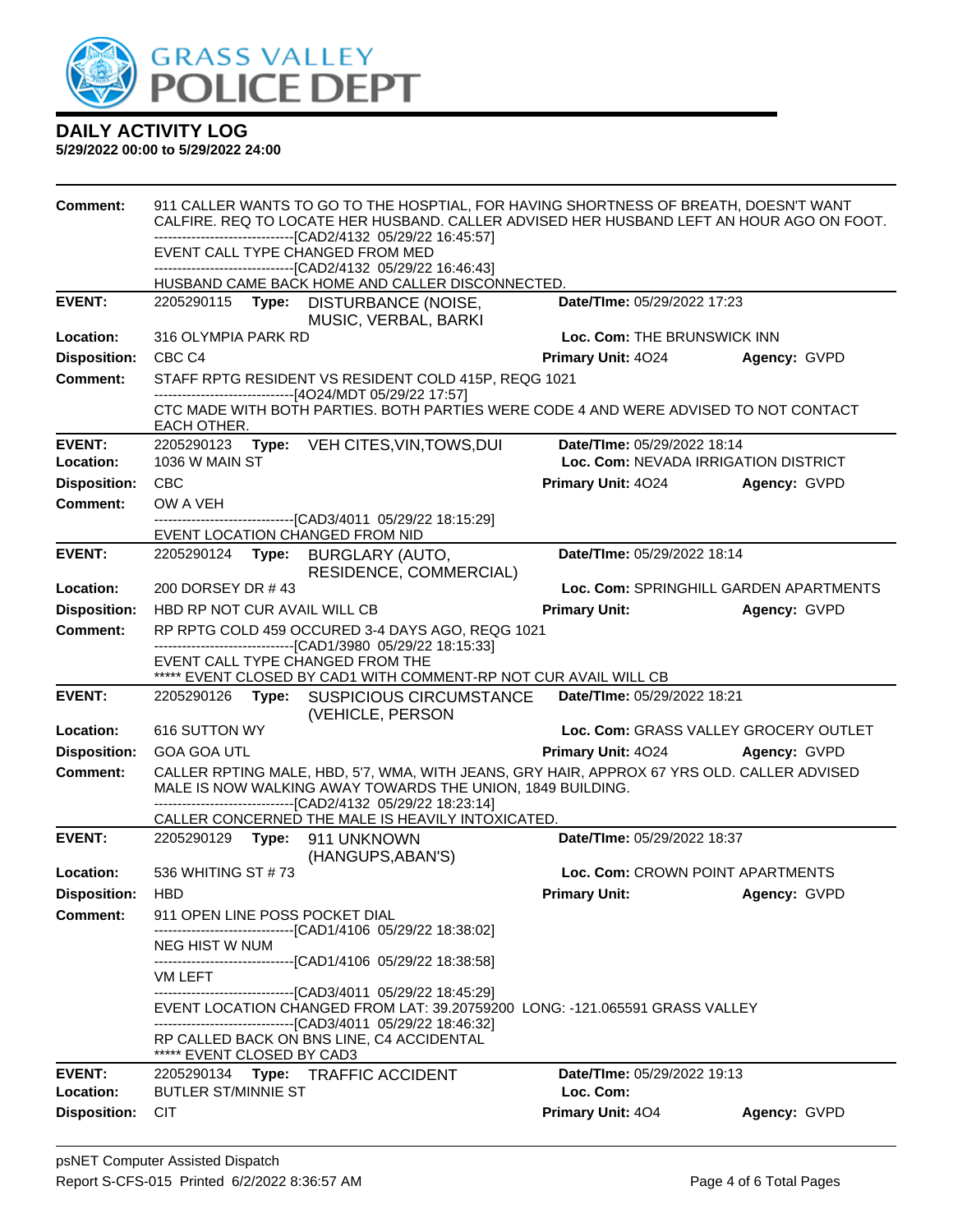# DAILY ACTIVITY LOG

**5/29/2022 00:00 to 5/29/2022 24:00**

**Comment:** 911 CALLER WANTS TO GO TO THE HOSPTIAL, FOR HAVING SHORTNESS OF BREATH, DOESN'T WANT CALFIRE. REQ TO LOCATE HER HUSBAND. CALLER ADVISED HER HUSBAND LEFT AN HOUR AGO ON FOOT.
------------------------------[CAD2/4132 05/29/22 16:45:57]
EVENT CALL TYPE CHANGED FROM MED
------------------------------[CAD2/4132 05/29/22 16:46:43]
HUSBAND CAME BACK HOME AND CALLER DISCONNECTED.

---

**EVENT:** 2205290115 **Type:** DISTURBANCE (NOISE, MUSIC, VERBAL, BARKI **Date/TIme:** 05/29/2022 17:23
**Location:** 316 OLYMPIA PARK RD **Loc. Com:** THE BRUNSWICK INN
**Disposition:** CBC C4 **Primary Unit:** 4O24 **Agency:** GVPD
**Comment:** STAFF RPTG RESIDENT VS RESIDENT COLD 415P, REQG 1021
------------------------------[4O24/MDT 05/29/22 17:57]
CTC MADE WITH BOTH PARTIES. BOTH PARTIES WERE CODE 4 AND WERE ADVISED TO NOT CONTACT EACH OTHER.

---

**EVENT:** 2205290123 **Type:** VEH CITES,VIN,TOWS,DUI **Date/TIme:** 05/29/2022 18:14
**Location:** 1036 W MAIN ST **Loc. Com:** NEVADA IRRIGATION DISTRICT
**Disposition:** CBC **Primary Unit:** 4O24 **Agency:** GVPD
**Comment:** OW A VEH
------------------------------[CAD3/4011 05/29/22 18:15:29]
EVENT LOCATION CHANGED FROM NID

---

**EVENT:** 2205290124 **Type:** BURGLARY (AUTO, RESIDENCE, COMMERCIAL) **Date/TIme:** 05/29/2022 18:14
**Location:** 200 DORSEY DR # 43 **Loc. Com:** SPRINGHILL GARDEN APARTMENTS
**Disposition:** HBD RP NOT CUR AVAIL WILL CB **Primary Unit:** **Agency:** GVPD
**Comment:** RP RPTG COLD 459 OCCURED 3-4 DAYS AGO, REQG 1021
------------------------------[CAD1/3980 05/29/22 18:15:33]
EVENT CALL TYPE CHANGED FROM THE
***** EVENT CLOSED BY CAD1 WITH COMMENT-RP NOT CUR AVAIL WILL CB

---

**EVENT:** 2205290126 **Type:** SUSPICIOUS CIRCUMSTANCE (VEHICLE, PERSON **Date/TIme:** 05/29/2022 18:21
**Location:** 616 SUTTON WY **Loc. Com:** GRASS VALLEY GROCERY OUTLET
**Disposition:** GOA GOA UTL **Primary Unit:** 4O24 **Agency:** GVPD
**Comment:** CALLER RPTING MALE, HBD, 5'7, WMA, WITH JEANS, GRY HAIR, APPROX 67 YRS OLD. CALLER ADVISED MALE IS NOW WALKING AWAY TOWARDS THE UNION, 1849 BUILDING.
------------------------------[CAD2/4132 05/29/22 18:23:14]
CALLER CONCERNED THE MALE IS HEAVILY INTOXICATED.

---

**EVENT:** 2205290129 **Type:** 911 UNKNOWN (HANGUPS,ABAN'S) **Date/TIme:** 05/29/2022 18:37
**Location:** 536 WHITING ST # 73 **Loc. Com:** CROWN POINT APARTMENTS
**Disposition:** HBD **Primary Unit:** **Agency:** GVPD
**Comment:** 911 OPEN LINE POSS POCKET DIAL
------------------------------[CAD1/4106 05/29/22 18:38:02]
NEG HIST W NUM
------------------------------[CAD1/4106 05/29/22 18:38:58]
VM LEFT
------------------------------[CAD3/4011 05/29/22 18:45:29]
EVENT LOCATION CHANGED FROM LAT: 39.20759200 LONG: -121.065591 GRASS VALLEY
------------------------------[CAD3/4011 05/29/22 18:46:32]
RP CALLED BACK ON BNS LINE, C4 ACCIDENTAL
***** EVENT CLOSED BY CAD3

---

**EVENT:** 2205290134 **Type:** TRAFFIC ACCIDENT **Date/TIme:** 05/29/2022 19:13
**Location:** BUTLER ST/MINNIE ST **Loc. Com:**
**Disposition:** CIT **Primary Unit:** 4O4 **Agency:** GVPD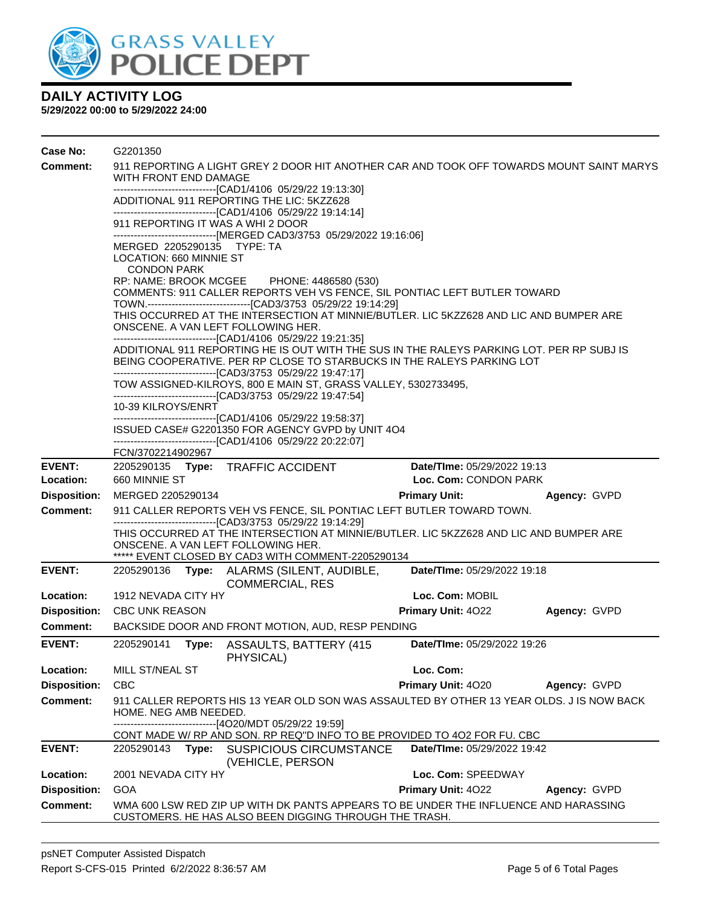# GRASS VALLEY POLICE DEPT

## DAILY ACTIVITY LOG

**5/29/2022 00:00 to 5/29/2022 24:00**

**Case No:** G2201350

**Comment:** 911 REPORTING A LIGHT GREY 2 DOOR HIT ANOTHER CAR AND TOOK OFF TOWARDS MOUNT SAINT MARYS WITH FRONT END DAMAGE
------------------------------[CAD1/4106 05/29/22 19:13:30]
ADDITIONAL 911 REPORTING THE LIC: 5KZZ628
------------------------------[CAD1/4106 05/29/22 19:14:14]
911 REPORTING IT WAS A WHI 2 DOOR
------------------------------[MERGED CAD3/3753 05/29/2022 19:16:06]
MERGED 2205290135 TYPE: TA
LOCATION: 660 MINNIE ST
CONDON PARK
RP: NAME: BROOK MCGEE PHONE: 4486580 (530)
COMMENTS: 911 CALLER REPORTS VEH VS FENCE, SIL PONTIAC LEFT BUTLER TOWARD TOWN.------------------------------[CAD3/3753 05/29/22 19:14:29]
THIS OCCURRED AT THE INTERSECTION AT MINNIE/BUTLER. LIC 5KZZ628 AND LIC AND BUMPER ARE ONSCENE. A VAN LEFT FOLLOWING HER.
------------------------------[CAD1/4106 05/29/22 19:21:35]
ADDITIONAL 911 REPORTING HE IS OUT WITH THE SUS IN THE RALEYS PARKING LOT. PER RP SUBJ IS BEING COOPERATIVE. PER RP CLOSE TO STARBUCKS IN THE RALEYS PARKING LOT
------------------------------[CAD3/3753 05/29/22 19:47:17]
TOW ASSIGNED-KILROYS, 800 E MAIN ST, GRASS VALLEY, 5302733495,
------------------------------[CAD3/3753 05/29/22 19:47:54]
10-39 KILROYS/ENRT
------------------------------[CAD1/4106 05/29/22 19:58:37]
ISSUED CASE# G2201350 FOR AGENCY GVPD by UNIT 4O4
------------------------------[CAD1/4106 05/29/22 20:22:07]
FCN/3702214902967

---

**EVENT:** 2205290135 **Type:** TRAFFIC ACCIDENT **Date/TIme:** 05/29/2022 19:13
**Location:** 660 MINNIE ST **Loc. Com:** CONDON PARK
**Disposition:** MERGED 2205290134 **Primary Unit:** **Agency:** GVPD
**Comment:** 911 CALLER REPORTS VEH VS FENCE, SIL PONTIAC LEFT BUTLER TOWARD TOWN.
------------------------------[CAD3/3753 05/29/22 19:14:29]
THIS OCCURRED AT THE INTERSECTION AT MINNIE/BUTLER. LIC 5KZZ628 AND LIC AND BUMPER ARE ONSCENE. A VAN LEFT FOLLOWING HER.
***** EVENT CLOSED BY CAD3 WITH COMMENT-2205290134

---

**EVENT:** 2205290136 **Type:** ALARMS (SILENT, AUDIBLE, COMMERCIAL, RES **Date/TIme:** 05/29/2022 19:18
**Location:** 1912 NEVADA CITY HY **Loc. Com:** MOBIL
**Disposition:** CBC UNK REASON **Primary Unit:** 4O22 **Agency:** GVPD
**Comment:** BACKSIDE DOOR AND FRONT MOTION, AUD, RESP PENDING

---

**EVENT:** 2205290141 **Type:** ASSAULTS, BATTERY (415 PHYSICAL) **Date/TIme:** 05/29/2022 19:26
**Location:** MILL ST/NEAL ST **Loc. Com:**
**Disposition:** CBC **Primary Unit:** 4O20 **Agency:** GVPD
**Comment:** 911 CALLER REPORTS HIS 13 YEAR OLD SON WAS ASSAULTED BY OTHER 13 YEAR OLDS. J IS NOW BACK HOME. NEG AMB NEEDED.
------------------------------[4O20/MDT 05/29/22 19:59]
CONT MADE W/ RP AND SON. RP REQ"D INFO TO BE PROVIDED TO 4O2 FOR FU. CBC

---

**EVENT:** 2205290143 **Type:** SUSPICIOUS CIRCUMSTANCE (VEHICLE, PERSON **Date/TIme:** 05/29/2022 19:42
**Location:** 2001 NEVADA CITY HY **Loc. Com:** SPEEDWAY
**Disposition:** GOA **Primary Unit:** 4O22 **Agency:** GVPD
**Comment:** WMA 600 LSW RED ZIP UP WITH DK PANTS APPEARS TO BE UNDER THE INFLUENCE AND HARASSING CUSTOMERS. HE HAS ALSO BEEN DIGGING THROUGH THE TRASH.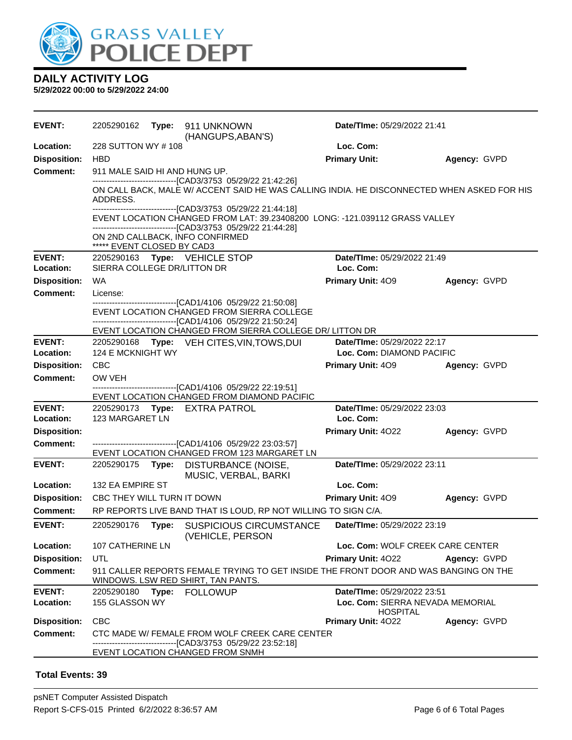## DAILY ACTIVITY LOG
**5/29/2022 00:00 to 5/29/2022 24:00**

**EVENT:** 2205290162 **Type:** 911 UNKNOWN (HANGUPS,ABAN'S) **Date/TIme:** 05/29/2022 21:41
**Location:** 228 SUTTON WY # 108 **Loc. Com:**
**Disposition:** HBD **Primary Unit:** **Agency:** GVPD
**Comment:** 911 MALE SAID HI AND HUNG UP.
------------------------------[CAD3/3753 05/29/22 21:42:26]
ON CALL BACK, MALE W/ ACCENT SAID HE WAS CALLING INDIA. HE DISCONNECTED WHEN ASKED FOR HIS ADDRESS.
------------------------------[CAD3/3753 05/29/22 21:44:18]
EVENT LOCATION CHANGED FROM LAT: 39.23408200 LONG: -121.039112 GRASS VALLEY
------------------------------[CAD3/3753 05/29/22 21:44:28]
ON 2ND CALLBACK, INFO CONFIRMED
***** EVENT CLOSED BY CAD3

---

**EVENT:** 2205290163 **Type:** VEHICLE STOP **Date/TIme:** 05/29/2022 21:49
**Location:** SIERRA COLLEGE DR/LITTON DR **Loc. Com:**
**Disposition:** WA **Primary Unit:** 4O9 **Agency:** GVPD
**Comment:** License:
------------------------------[CAD1/4106 05/29/22 21:50:08]
EVENT LOCATION CHANGED FROM SIERRA COLLEGE
------------------------------[CAD1/4106 05/29/22 21:50:24]
EVENT LOCATION CHANGED FROM SIERRA COLLEGE DR/ LITTON DR

---

**EVENT:** 2205290168 **Type:** VEH CITES,VIN,TOWS,DUI **Date/TIme:** 05/29/2022 22:17
**Location:** 124 E MCKNIGHT WY **Loc. Com:** DIAMOND PACIFIC
**Disposition:** CBC **Primary Unit:** 4O9 **Agency:** GVPD
**Comment:** OW VEH
------------------------------[CAD1/4106 05/29/22 22:19:51]
EVENT LOCATION CHANGED FROM DIAMOND PACIFIC

---

**EVENT:** 2205290173 **Type:** EXTRA PATROL **Date/TIme:** 05/29/2022 23:03
**Location:** 123 MARGARET LN **Loc. Com:**
**Disposition:** **Primary Unit:** 4O22 **Agency:** GVPD
**Comment:** ------------------------------[CAD1/4106 05/29/22 23:03:57]
EVENT LOCATION CHANGED FROM 123 MARGARET LN

---

**EVENT:** 2205290175 **Type:** DISTURBANCE (NOISE, MUSIC, VERBAL, BARKI **Date/TIme:** 05/29/2022 23:11
**Location:** 132 EA EMPIRE ST **Loc. Com:**
**Disposition:** CBC THEY WILL TURN IT DOWN **Primary Unit:** 4O9 **Agency:** GVPD
**Comment:** RP REPORTS LIVE BAND THAT IS LOUD, RP NOT WILLING TO SIGN C/A.

---

**EVENT:** 2205290176 **Type:** SUSPICIOUS CIRCUMSTANCE (VEHICLE, PERSON **Date/TIme:** 05/29/2022 23:19
**Location:** 107 CATHERINE LN **Loc. Com:** WOLF CREEK CARE CENTER
**Disposition:** UTL **Primary Unit:** 4O22 **Agency:** GVPD
**Comment:** 911 CALLER REPORTS FEMALE TRYING TO GET INSIDE THE FRONT DOOR AND WAS BANGING ON THE WINDOWS. LSW RED SHIRT, TAN PANTS.

---

**EVENT:** 2205290180 **Type:** FOLLOWUP **Date/TIme:** 05/29/2022 23:51
**Location:** 155 GLASSON WY **Loc. Com:** SIERRA NEVADA MEMORIAL HOSPITAL
**Disposition:** CBC **Primary Unit:** 4O22 **Agency:** GVPD
**Comment:** CTC MADE W/ FEMALE FROM WOLF CREEK CARE CENTER
------------------------------[CAD3/3753 05/29/22 23:52:18]
EVENT LOCATION CHANGED FROM SNMH

---

**Total Events: 39**

psNET Computer Assisted Dispatch
Report S-CFS-015 Printed 6/2/2022 8:36:57 AM